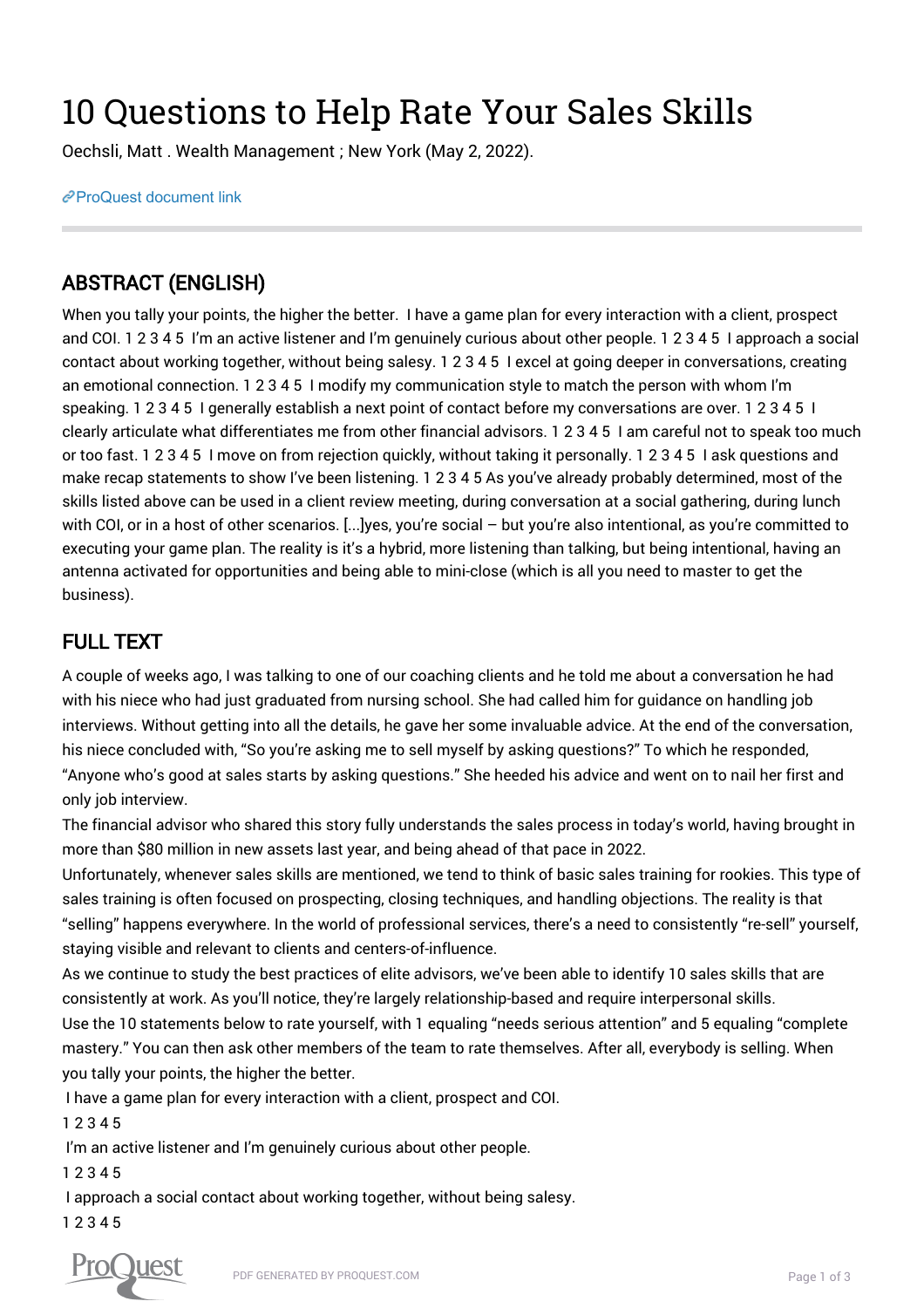# 10 Questions to Help Rate Your Sales Skills

Oechsli, Matt . Wealth Management ; New York (May 2, 2022).

ProQuest document link

## ABSTRACT (ENGLISH)

When you tally your points, the higher the better. I have a game plan for every interaction with a client, prospect and COI. 1 2 3 4 5 I'm an active listener and I'm genuinely curious about other people. 1 2 3 4 5 I approach a social contact about working together, without being salesy. 1 2 3 4 5 I excel at going deeper in conversations, creating an emotional connection. 1 2 3 4 5 I modify my communication style to match the person with whom I'm speaking. 1 2 3 4 5 I generally establish a next point of contact before my conversations are over. 1 2 3 4 5 I clearly articulate what differentiates me from other financial advisors. 1 2 3 4 5 I am careful not to speak too much or too fast. 1 2 3 4 5 I move on from rejection quickly, without taking it personally. 1 2 3 4 5 I ask questions and make recap statements to show I've been listening. 1 2 3 4 5 As you've already probably determined, most of the skills listed above can be used in a client review meeting, during conversation at a social gathering, during lunch with COI, or in a host of other scenarios. [...]yes, you're social – but you're also intentional, as you're committed to executing your game plan. The reality is it's a hybrid, more listening than talking, but being intentional, having an antenna activated for opportunities and being able to mini-close (which is all you need to master to get the business).

## FULL TEXT

A couple of weeks ago, I was talking to one of our coaching clients and he told me about a conversation he had with his niece who had just graduated from nursing school. She had called him for guidance on handling job interviews. Without getting into all the details, he gave her some invaluable advice. At the end of the conversation, his niece concluded with, "So you're asking me to sell myself by asking questions?" To which he responded, "Anyone who's good at sales starts by asking questions." She heeded his advice and went on to nail her first and only job interview.

The financial advisor who shared this story fully understands the sales process in today's world, having brought in more than $80 million in new assets last year, and being ahead of that pace in 2022.

Unfortunately, whenever sales skills are mentioned, we tend to think of basic sales training for rookies. This type of sales training is often focused on prospecting, closing techniques, and handling objections. The reality is that "selling" happens everywhere. In the world of professional services, there's a need to consistently "re-sell" yourself, staying visible and relevant to clients and centers-of-influence.

As we continue to study the best practices of elite advisors, we've been able to identify 10 sales skills that are consistently at work. As you'll notice, they're largely relationship-based and require interpersonal skills.

Use the 10 statements below to rate yourself, with 1 equaling "needs serious attention" and 5 equaling "complete mastery." You can then ask other members of the team to rate themselves. After all, everybody is selling. When you tally your points, the higher the better.

I have a game plan for every interaction with a client, prospect and COI.

1 2 3 4 5

I'm an active listener and I'm genuinely curious about other people.

1 2 3 4 5

I approach a social contact about working together, without being salesy.

1 2 3 4 5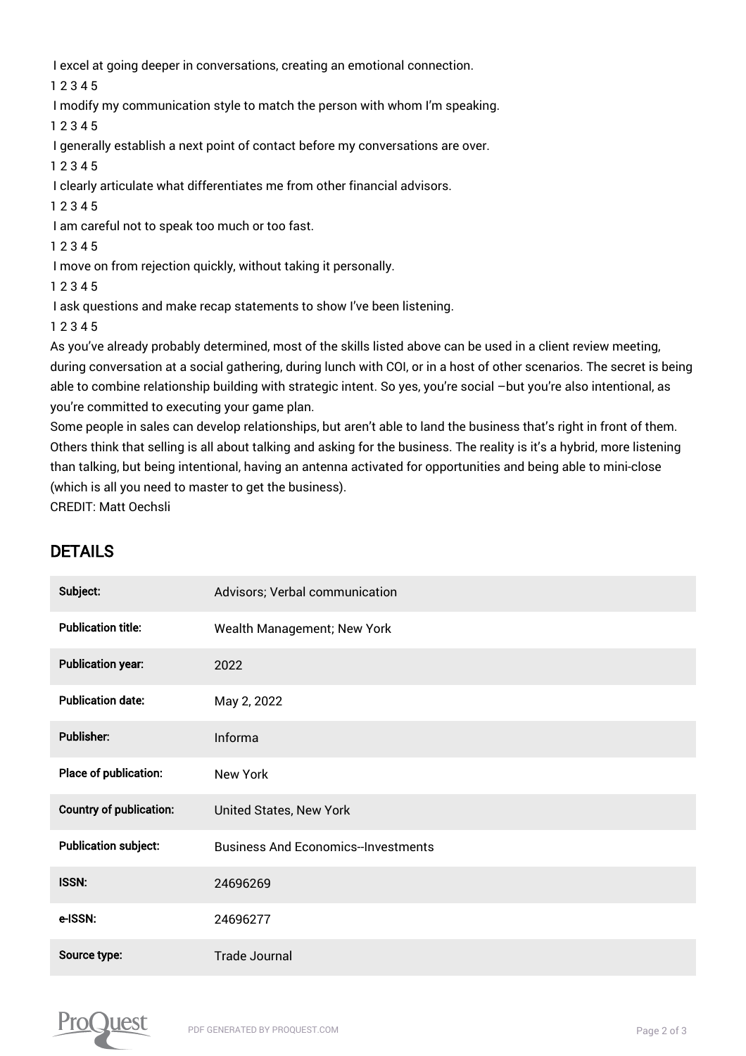I excel at going deeper in conversations, creating an emotional connection.

1 2 3 4 5

I modify my communication style to match the person with whom I'm speaking.

1 2 3 4 5

I generally establish a next point of contact before my conversations are over.

1 2 3 4 5

I clearly articulate what differentiates me from other financial advisors.

1 2 3 4 5

I am careful not to speak too much or too fast.

1 2 3 4 5

I move on from rejection quickly, without taking it personally.

1 2 3 4 5

I ask questions and make recap statements to show I've been listening.

1 2 3 4 5

As you've already probably determined, most of the skills listed above can be used in a client review meeting, during conversation at a social gathering, during lunch with COI, or in a host of other scenarios. The secret is being able to combine relationship building with strategic intent. So yes, you're social –but you're also intentional, as you're committed to executing your game plan.

Some people in sales can develop relationships, but aren't able to land the business that's right in front of them. Others think that selling is all about talking and asking for the business. The reality is it's a hybrid, more listening than talking, but being intentional, having an antenna activated for opportunities and being able to mini-close (which is all you need to master to get the business).

CREDIT: Matt Oechsli

## DETAILS

| | |
|---|---|
| **Subject:** | Advisors; Verbal communication |
| **Publication title:** | Wealth Management; New York |
| **Publication year:** | 2022 |
| **Publication date:** | May 2, 2022 |
| **Publisher:** | Informa |
| **Place of publication:** | New York |
| **Country of publication:** | United States, New York |
| **Publication subject:** | Business And Economics--Investments |
| **ISSN:** | 24696269 |
| **e-ISSN:** | 24696277 |
| **Source type:** | Trade Journal |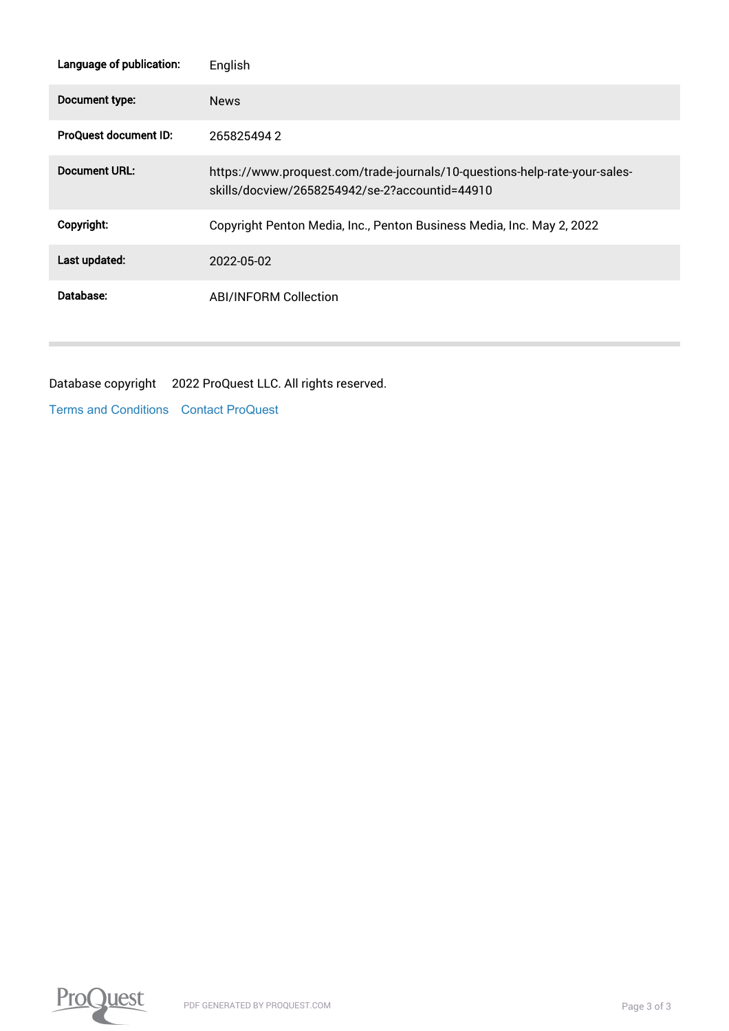| | |
|---|---|
| **Language of publication:** | English |
| **Document type:** | News |
| **ProQuest document ID:** | 2658254942 |
| **Document URL:** | https://www.proquest.com/trade-journals/10-questions-help-rate-your-sales-skills/docview/2658254942/se-2?accountid=44910 |
| **Copyright:** | Copyright Penton Media, Inc., Penton Business Media, Inc. May 2, 2022 |
| **Last updated:** | 2022-05-02 |
| **Database:** | ABI/INFORM Collection |

Database copyright 2022 ProQuest LLC. All rights reserved.

Terms and Conditions Contact ProQuest